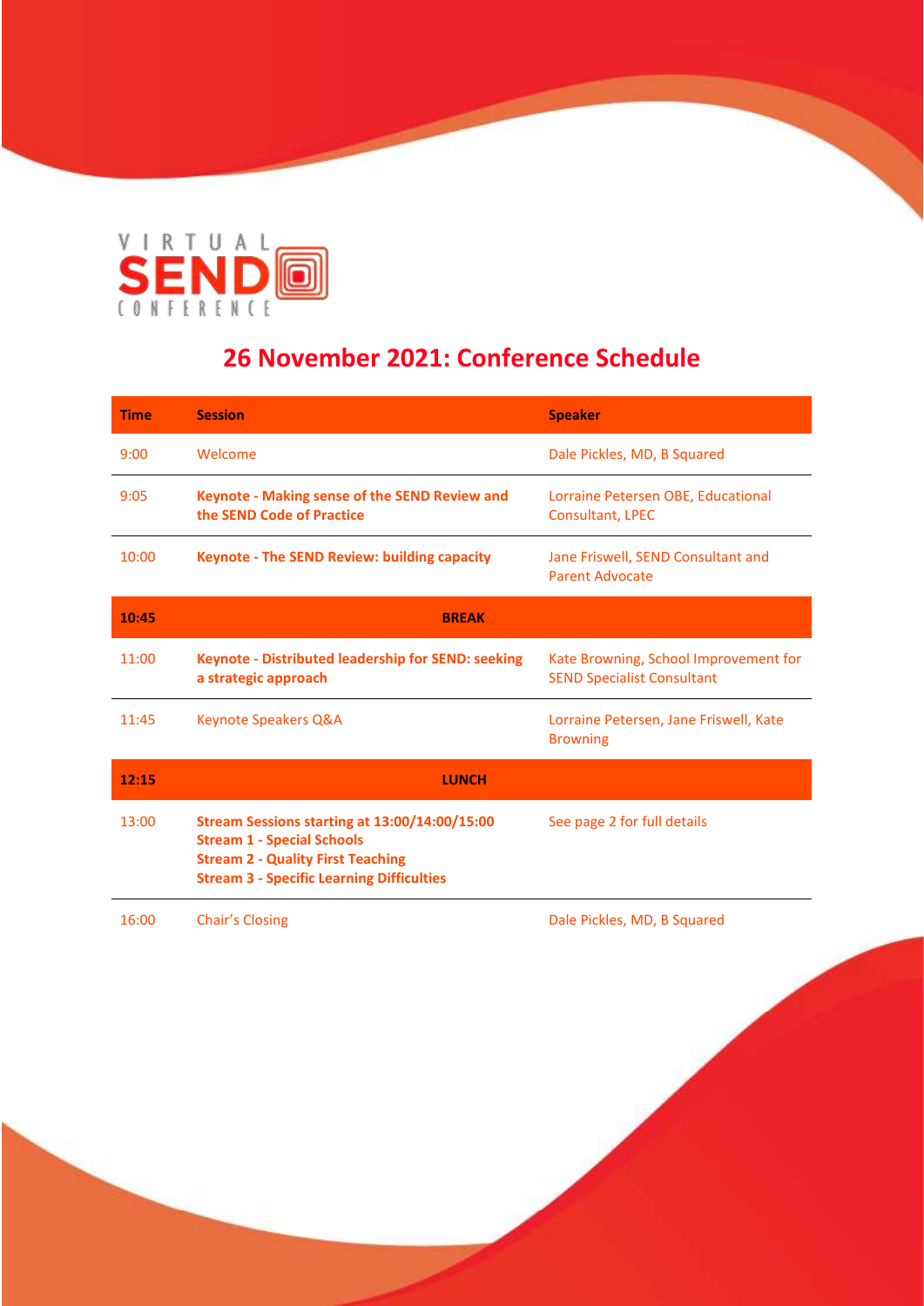VIRTUAL SEND CONFERENCE

# 26 November 2021: Conference Schedule

| Time | Session | Speaker |
|---|---|---|
| 9:00 | Welcome | Dale Pickles, MD, B Squared |
| 9:05 | **Keynote - Making sense of the SEND Review and the SEND Code of Practice** | Lorraine Petersen OBE, Educational Consultant, LPEC |
| 10:00 | **Keynote - The SEND Review: building capacity** | Jane Friswell, SEND Consultant and Parent Advocate |
| **10:45** | **BREAK** | |
| 11:00 | **Keynote - Distributed leadership for SEND: seeking a strategic approach** | Kate Browning, School Improvement for SEND Specialist Consultant |
| 11:45 | Keynote Speakers Q&A | Lorraine Petersen, Jane Friswell, Kate Browning |
| **12:15** | **LUNCH** | |
| 13:00 | **Stream Sessions starting at 13:00/14:00/15:00**<br>**Stream 1 - Special Schools**<br>**Stream 2 - Quality First Teaching**<br>**Stream 3 - Specific Learning Difficulties** | See page 2 for full details |
| 16:00 | Chair's Closing | Dale Pickles, MD, B Squared |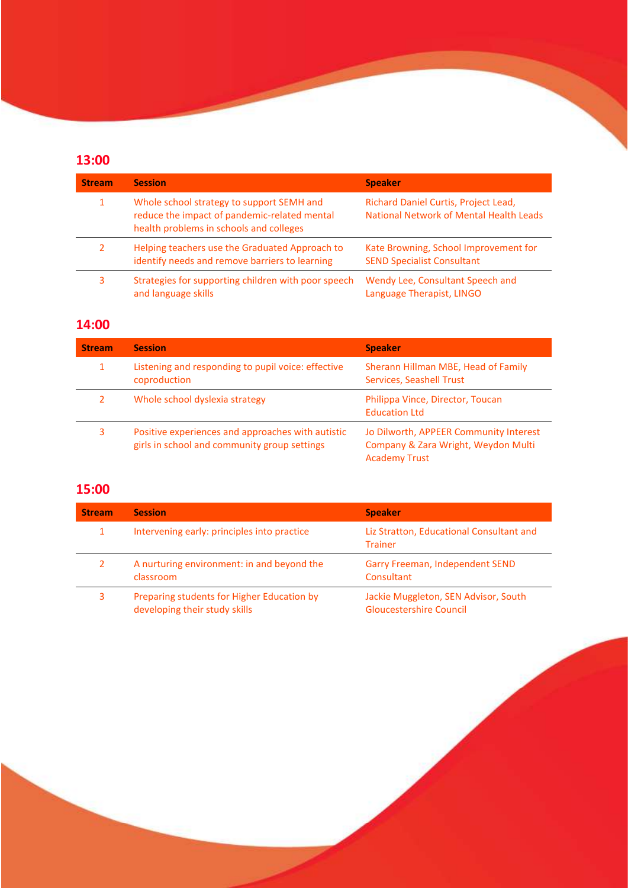## 13:00

| Stream | Session | Speaker |
| --- | --- | --- |
| 1 | Whole school strategy to support SEMH and reduce the impact of pandemic-related mental health problems in schools and colleges | Richard Daniel Curtis, Project Lead, National Network of Mental Health Leads |
| 2 | Helping teachers use the Graduated Approach to identify needs and remove barriers to learning | Kate Browning, School Improvement for SEND Specialist Consultant |
| 3 | Strategies for supporting children with poor speech and language skills | Wendy Lee, Consultant Speech and Language Therapist, LINGO |

## 14:00

| Stream | Session | Speaker |
| --- | --- | --- |
| 1 | Listening and responding to pupil voice: effective coproduction | Sherann Hillman MBE, Head of Family Services, Seashell Trust |
| 2 | Whole school dyslexia strategy | Philippa Vince, Director, Toucan Education Ltd |
| 3 | Positive experiences and approaches with autistic girls in school and community group settings | Jo Dilworth, APPEER Community Interest Company & Zara Wright, Weydon Multi Academy Trust |

## 15:00

| Stream | Session | Speaker |
| --- | --- | --- |
| 1 | Intervening early: principles into practice | Liz Stratton, Educational Consultant and Trainer |
| 2 | A nurturing environment: in and beyond the classroom | Garry Freeman, Independent SEND Consultant |
| 3 | Preparing students for Higher Education by developing their study skills | Jackie Muggleton, SEN Advisor, South Gloucestershire Council |